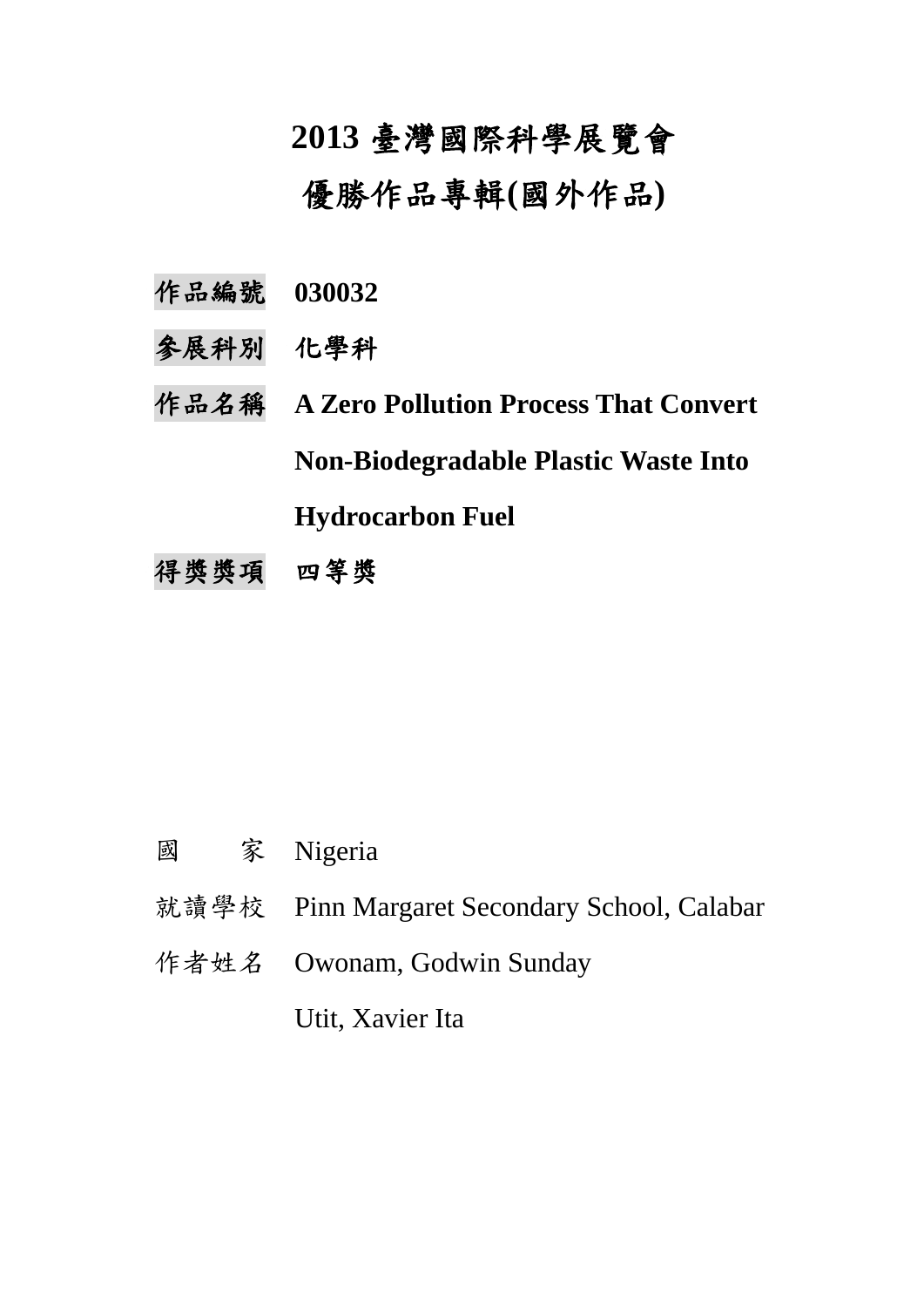# 2013 臺灣國際科學展覽會

# 優勝作品專輯(國外作品)

**作品編號** **030032**

**參展科別** **化學科**

**作品名稱** **A Zero Pollution Process That Convert Non-Biodegradable Plastic Waste Into Hydrocarbon Fuel**

**得獎獎項** **四等獎**

國　　家 Nigeria

就讀學校 Pinn Margaret Secondary School, Calabar

作者姓名 Owonam, Godwin Sunday

Utit, Xavier Ita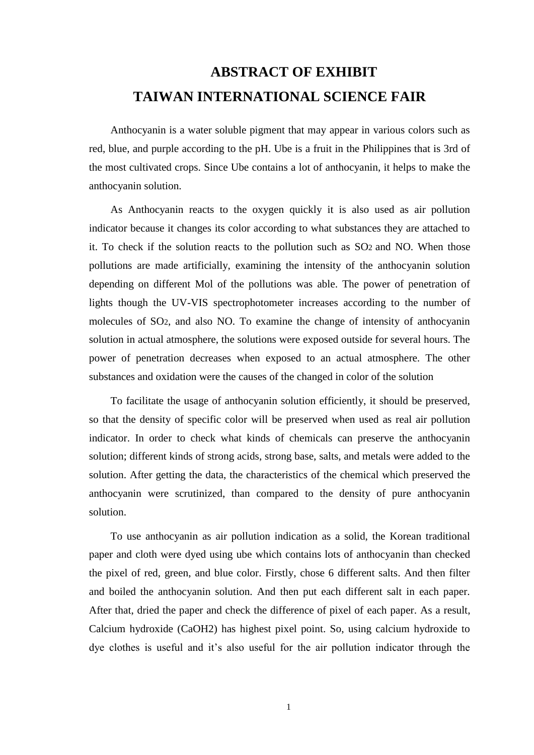# ABSTRACT OF EXHIBIT
# TAIWAN INTERNATIONAL SCIENCE FAIR

Anthocyanin is a water soluble pigment that may appear in various colors such as red, blue, and purple according to the pH. Ube is a fruit in the Philippines that is 3rd of the most cultivated crops. Since Ube contains a lot of anthocyanin, it helps to make the anthocyanin solution.

As Anthocyanin reacts to the oxygen quickly it is also used as air pollution indicator because it changes its color according to what substances they are attached to it. To check if the solution reacts to the pollution such as $SO_2$ and NO. When those pollutions are made artificially, examining the intensity of the anthocyanin solution depending on different Mol of the pollutions was able. The power of penetration of lights though the UV-VIS spectrophotometer increases according to the number of molecules of $SO_2$, and also NO. To examine the change of intensity of anthocyanin solution in actual atmosphere, the solutions were exposed outside for several hours. The power of penetration decreases when exposed to an actual atmosphere. The other substances and oxidation were the causes of the changed in color of the solution

To facilitate the usage of anthocyanin solution efficiently, it should be preserved, so that the density of specific color will be preserved when used as real air pollution indicator. In order to check what kinds of chemicals can preserve the anthocyanin solution; different kinds of strong acids, strong base, salts, and metals were added to the solution. After getting the data, the characteristics of the chemical which preserved the anthocyanin were scrutinized, than compared to the density of pure anthocyanin solution.

To use anthocyanin as air pollution indication as a solid, the Korean traditional paper and cloth were dyed using ube which contains lots of anthocyanin than checked the pixel of red, green, and blue color. Firstly, chose 6 different salts. And then filter and boiled the anthocyanin solution. And then put each different salt in each paper. After that, dried the paper and check the difference of pixel of each paper. As a result, Calcium hydroxide ($CaOH2$) has highest pixel point. So, using calcium hydroxide to dye clothes is useful and it's also useful for the air pollution indicator through the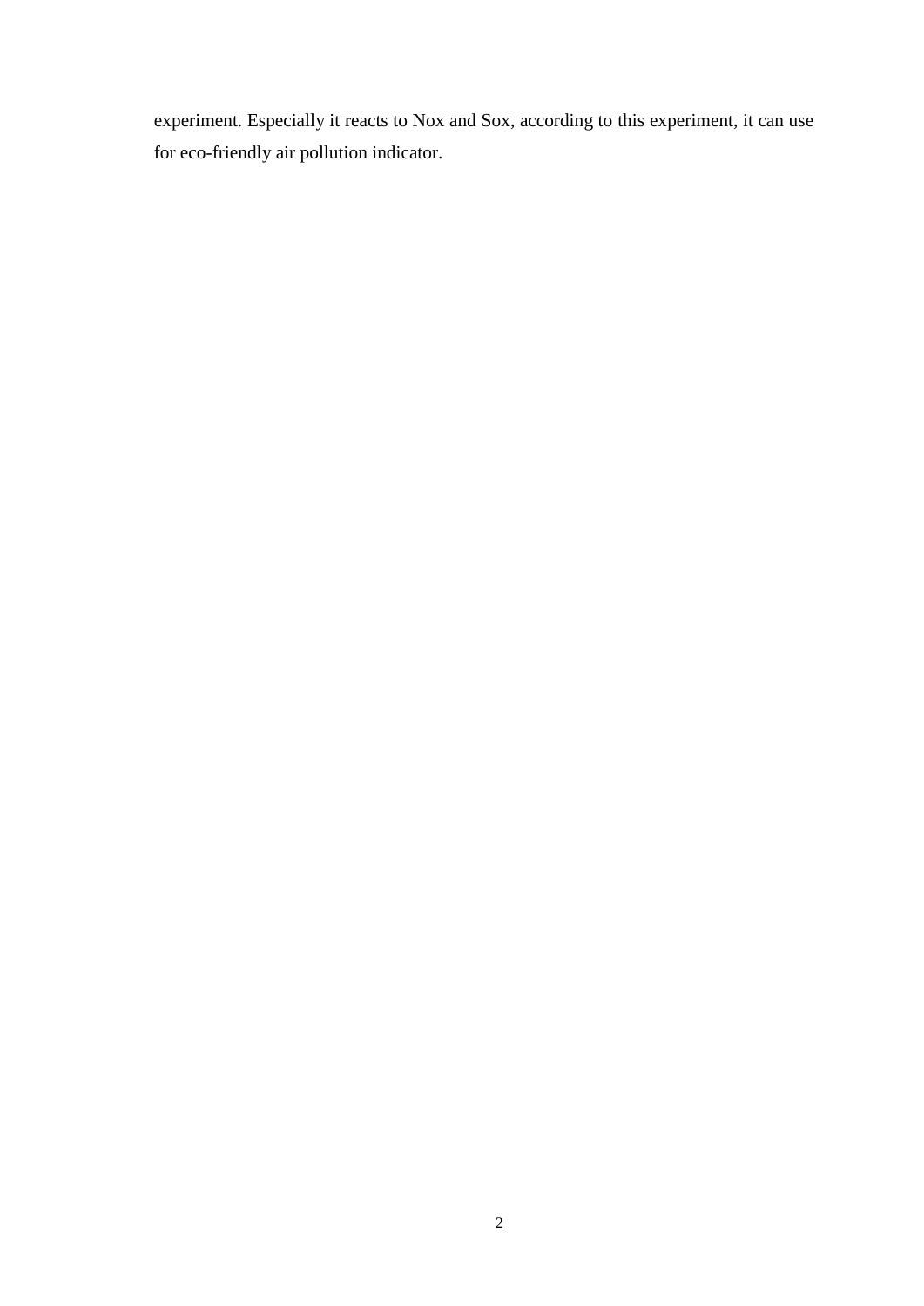experiment. Especially it reacts to Nox and Sox, according to this experiment, it can use for eco-friendly air pollution indicator.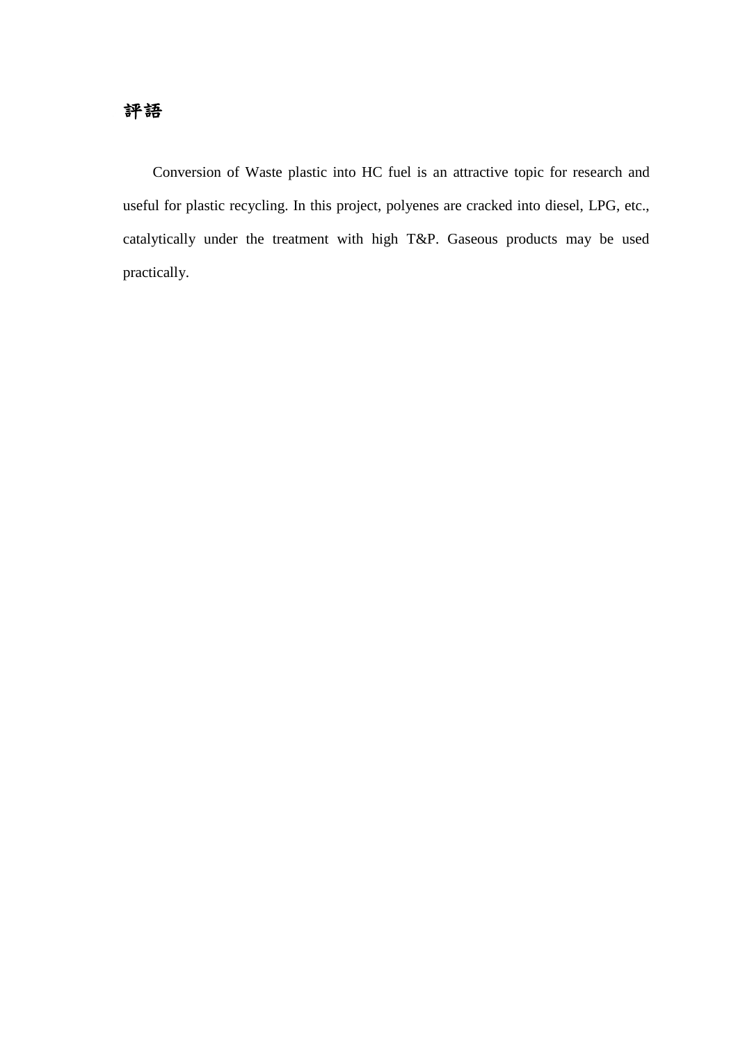# 評語

Conversion of Waste plastic into HC fuel is an attractive topic for research and useful for plastic recycling. In this project, polyenes are cracked into diesel, LPG, etc., catalytically under the treatment with high T&P. Gaseous products may be used practically.